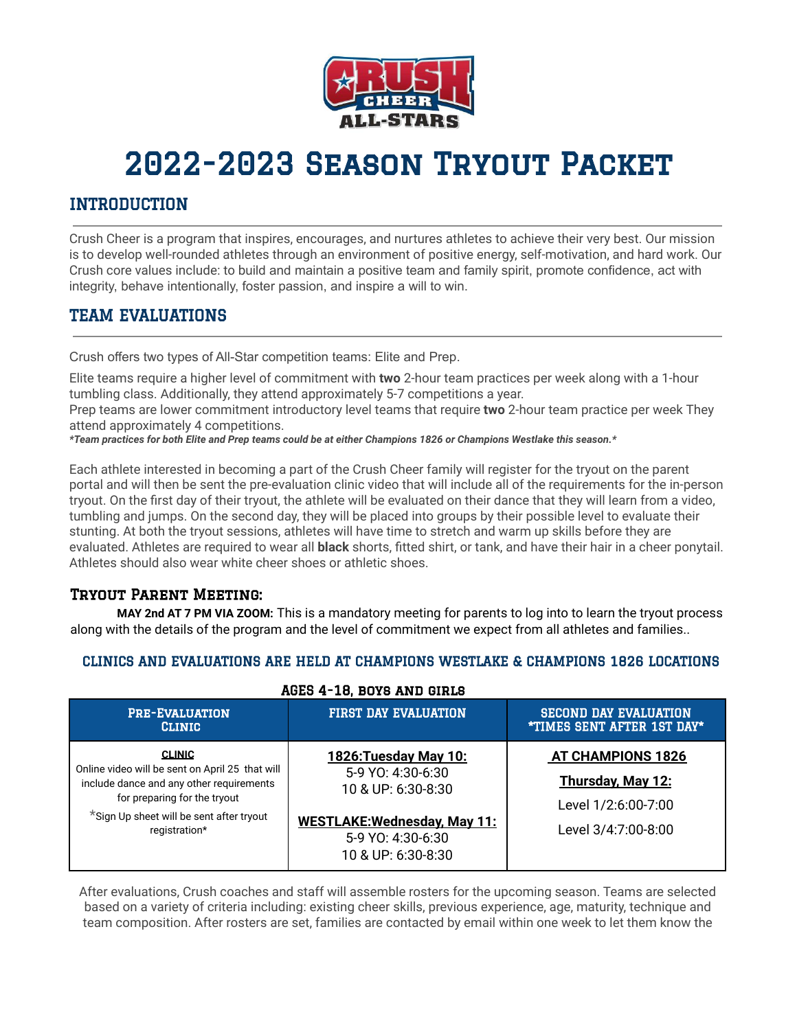# 2022-2023 Season Tryout Packet

## INTRODUCTION

Crush Cheer is a program that inspires, encourages, and nurtures athletes to achieve their very best. Our mission is to develop well-rounded athletes through an environment of positive energy, self-motivation, and hard work. Our Crush core values include: to build and maintain a positive team and family spirit, promote confidence, act with integrity, behave intentionally, foster passion, and inspire a will to win.

## TEAM EVALUATIONS

Crush offers two types of All-Star competition teams: Elite and Prep.

Elite teams require a higher level of commitment with **two** 2-hour team practices per week along with a 1-hour tumbling class. Additionally, they attend approximately 5-7 competitions a year.
Prep teams are lower commitment introductory level teams that require **two** 2-hour team practice per week They attend approximately 4 competitions.
***Team practices for both Elite and Prep teams could be at either Champions 1826 or Champions Westlake this season.***

Each athlete interested in becoming a part of the Crush Cheer family will register for the tryout on the parent portal and will then be sent the pre-evaluation clinic video that will include all of the requirements for the in-person tryout. On the first day of their tryout, the athlete will be evaluated on their dance that they will learn from a video, tumbling and jumps. On the second day, they will be placed into groups by their possible level to evaluate their stunting. At both the tryout sessions, athletes will have time to stretch and warm up skills before they are evaluated. Athletes are required to wear all **black** shorts, fitted shirt, or tank, and have their hair in a cheer ponytail. Athletes should also wear white cheer shoes or athletic shoes.

### Tryout Parent Meeting:

**MAY 2nd AT 7 PM VIA ZOOM:** This is a mandatory meeting for parents to log into to learn the tryout process along with the details of the program and the level of commitment we expect from all athletes and families..

### CLINICS AND EVALUATIONS ARE HELD AT CHAMPIONS WESTLAKE & CHAMPIONS 1826 LOCATIONS

**AGES 4-18, BOYS AND GIRLS**

| PRE-EVALUATION CLINIC | FIRST DAY EVALUATION | SECOND DAY EVALUATION *TIMES SENT AFTER 1ST DAY* |
|---|---|---|
| **CLINIC**<br>Online video will be sent on April 25 that will include dance and any other requirements for preparing for the tryout<br>*Sign Up sheet will be sent after tryout registration* | **1826:Tuesday May 10:**<br>5-9 YO: 4:30-6:30<br>10 & UP: 6:30-8:30<br><br>**WESTLAKE:Wednesday, May 11:**<br>5-9 YO: 4:30-6:30<br>10 & UP: 6:30-8:30 | **AT CHAMPIONS 1826**<br>**Thursday, May 12:**<br>Level 1/2:6:00-7:00<br>Level 3/4:7:00-8:00 |

After evaluations, Crush coaches and staff will assemble rosters for the upcoming season. Teams are selected based on a variety of criteria including: existing cheer skills, previous experience, age, maturity, technique and team composition. After rosters are set, families are contacted by email within one week to let them know the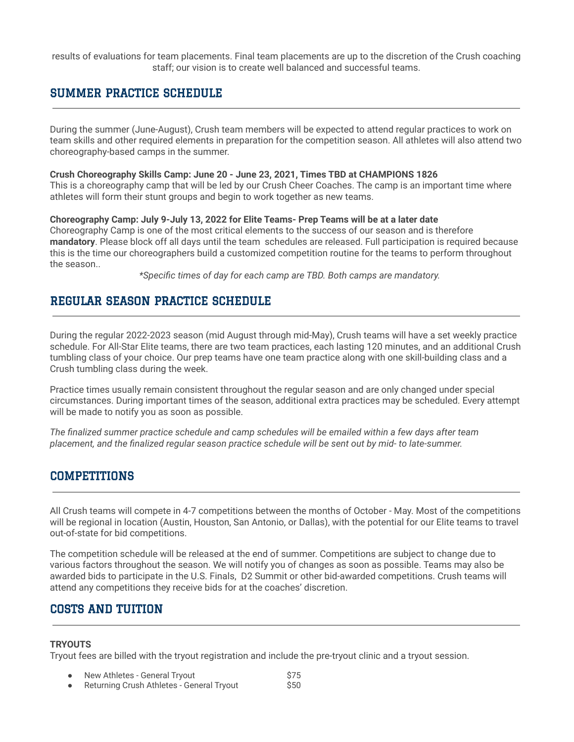results of evaluations for team placements. Final team placements are up to the discretion of the Crush coaching staff; our vision is to create well balanced and successful teams.

## SUMMER PRACTICE SCHEDULE

During the summer (June-August), Crush team members will be expected to attend regular practices to work on team skills and other required elements in preparation for the competition season. All athletes will also attend two choreography-based camps in the summer.

**Crush Choreography Skills Camp: June 20 - June 23, 2021, Times TBD at CHAMPIONS 1826**
This is a choreography camp that will be led by our Crush Cheer Coaches. The camp is an important time where athletes will form their stunt groups and begin to work together as new teams.

**Choreography Camp: July 9-July 13, 2022 for Elite Teams- Prep Teams will be at a later date**
Choreography Camp is one of the most critical elements to the success of our season and is therefore **mandatory**. Please block off all days until the team schedules are released. Full participation is required because this is the time our choreographers build a customized competition routine for the teams to perform throughout the season..

*\*Specific times of day for each camp are TBD. Both camps are mandatory.*

## REGULAR SEASON PRACTICE SCHEDULE

During the regular 2022-2023 season (mid August through mid-May), Crush teams will have a set weekly practice schedule. For All-Star Elite teams, there are two team practices, each lasting 120 minutes, and an additional Crush tumbling class of your choice. Our prep teams have one team practice along with one skill-building class and a Crush tumbling class during the week.

Practice times usually remain consistent throughout the regular season and are only changed under special circumstances. During important times of the season, additional extra practices may be scheduled. Every attempt will be made to notify you as soon as possible.

*The finalized summer practice schedule and camp schedules will be emailed within a few days after team placement, and the finalized regular season practice schedule will be sent out by mid- to late-summer.*

## COMPETITIONS

All Crush teams will compete in 4-7 competitions between the months of October - May. Most of the competitions will be regional in location (Austin, Houston, San Antonio, or Dallas), with the potential for our Elite teams to travel out-of-state for bid competitions.

The competition schedule will be released at the end of summer. Competitions are subject to change due to various factors throughout the season. We will notify you of changes as soon as possible. Teams may also be awarded bids to participate in the U.S. Finals, D2 Summit or other bid-awarded competitions. Crush teams will attend any competitions they receive bids for at the coaches' discretion.

## COSTS AND TUITION

**TRYOUTS**
Tryout fees are billed with the tryout registration and include the pre-tryout clinic and a tryout session.

- New Athletes - General Tryout $75
- Returning Crush Athletes - General Tryout $50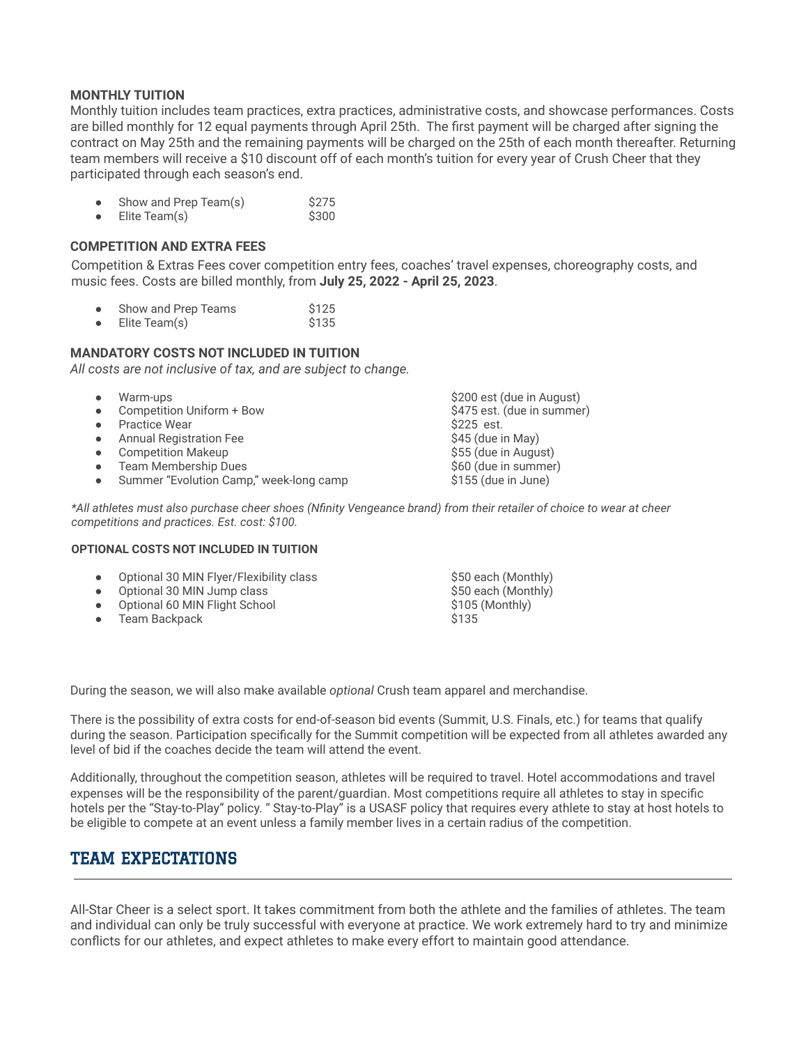**MONTHLY TUITION**

Monthly tuition includes team practices, extra practices, administrative costs, and showcase performances. Costs are billed monthly for 12 equal payments through April 25th. The first payment will be charged after signing the contract on May 25th and the remaining payments will be charged on the 25th of each month thereafter. Returning team members will receive a $10 discount off of each month's tuition for every year of Crush Cheer that they participated through each season's end.

- Show and Prep Team(s) $275
- Elite Team(s) $300

**COMPETITION AND EXTRA FEES**

Competition & Extras Fees cover competition entry fees, coaches' travel expenses, choreography costs, and music fees. Costs are billed monthly, from **July 25, 2022 - April 25, 2023**.

- Show and Prep Teams $125
- Elite Team(s) $135

**MANDATORY COSTS NOT INCLUDED IN TUITION**

*All costs are not inclusive of tax, and are subject to change.*

- Warm-ups $200 est (due in August)
- Competition Uniform + Bow $475 est. (due in summer)
- Practice Wear $225 est.
- Annual Registration Fee $45 (due in May)
- Competition Makeup $55 (due in August)
- Team Membership Dues $60 (due in summer)
- Summer "Evolution Camp," week-long camp $155 (due in June)

*\*All athletes must also purchase cheer shoes (Nfinity Vengeance brand) from their retailer of choice to wear at cheer competitions and practices. Est. cost: $100.*

**OPTIONAL COSTS NOT INCLUDED IN TUITION**

- Optional 30 MIN Flyer/Flexibility class $50 each (Monthly)
- Optional 30 MIN Jump class $50 each (Monthly)
- Optional 60 MIN Flight School $105 (Monthly)
- Team Backpack $135

During the season, we will also make available *optional* Crush team apparel and merchandise.

There is the possibility of extra costs for end-of-season bid events (Summit, U.S. Finals, etc.) for teams that qualify during the season. Participation specifically for the Summit competition will be expected from all athletes awarded any level of bid if the coaches decide the team will attend the event.

Additionally, throughout the competition season, athletes will be required to travel. Hotel accommodations and travel expenses will be the responsibility of the parent/guardian. Most competitions require all athletes to stay in specific hotels per the "Stay-to-Play" policy. " Stay-to-Play" is a USASF policy that requires every athlete to stay at host hotels to be eligible to compete at an event unless a family member lives in a certain radius of the competition.

## TEAM EXPECTATIONS

All-Star Cheer is a select sport. It takes commitment from both the athlete and the families of athletes. The team and individual can only be truly successful with everyone at practice. We work extremely hard to try and minimize conflicts for our athletes, and expect athletes to make every effort to maintain good attendance.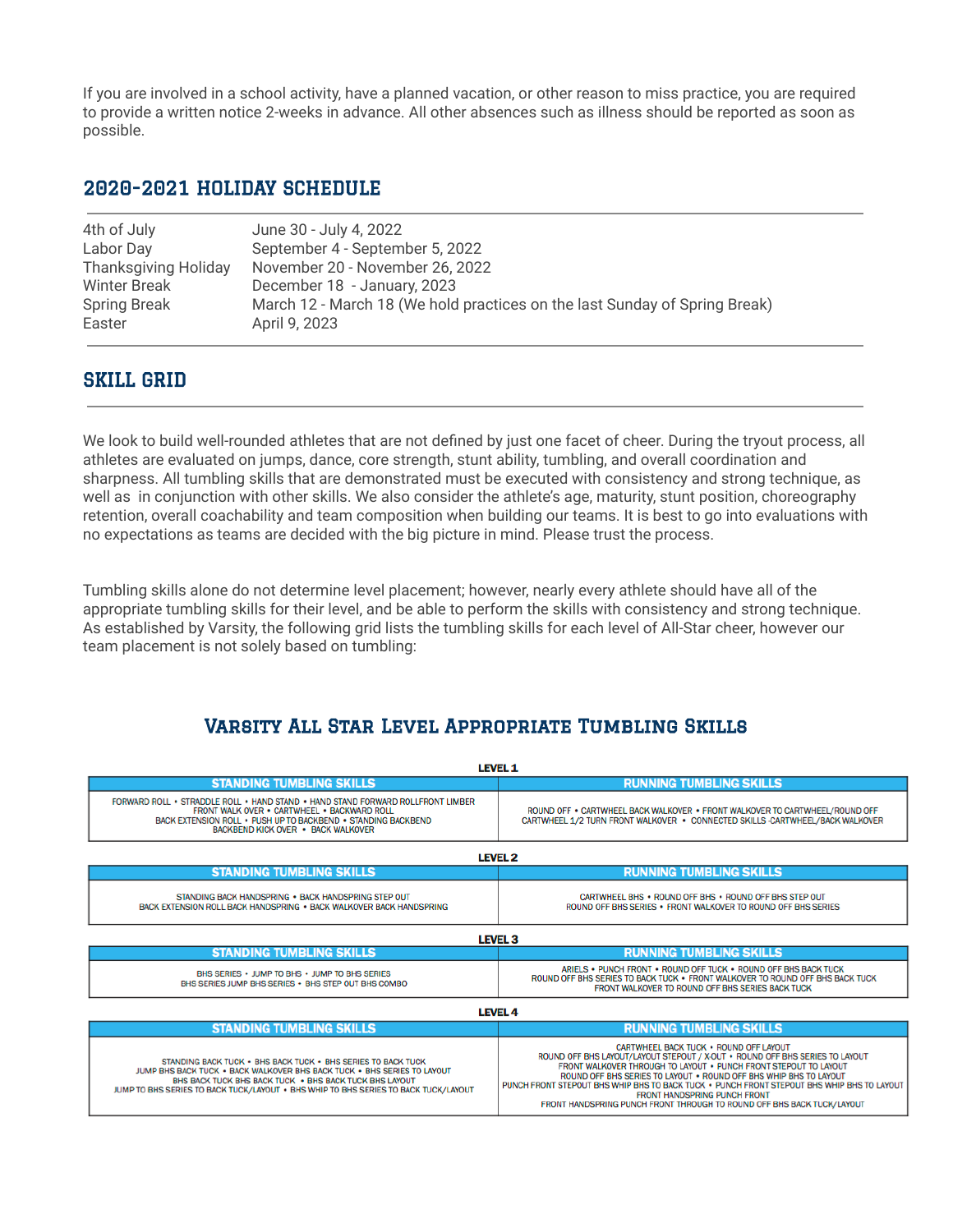If you are involved in a school activity, have a planned vacation, or other reason to miss practice, you are required to provide a written notice 2-weeks in advance. All other absences such as illness should be reported as soon as possible.

## 2020-2021 HOLIDAY SCHEDULE

| | |
|---|---|
| 4th of July | June 30 - July 4, 2022 |
| Labor Day | September 4 - September 5, 2022 |
| Thanksgiving Holiday | November 20 - November 26, 2022 |
| Winter Break | December 18 - January, 2023 |
| Spring Break | March 12 - March 18 (We hold practices on the last Sunday of Spring Break) |
| Easter | April 9, 2023 |

## SKILL GRID

We look to build well-rounded athletes that are not defined by just one facet of cheer. During the tryout process, all athletes are evaluated on jumps, dance, core strength, stunt ability, tumbling, and overall coordination and sharpness. All tumbling skills that are demonstrated must be executed with consistency and strong technique, as well as in conjunction with other skills. We also consider the athlete's age, maturity, stunt position, choreography retention, overall coachability and team composition when building our teams. It is best to go into evaluations with no expectations as teams are decided with the big picture in mind. Please trust the process.

Tumbling skills alone do not determine level placement; however, nearly every athlete should have all of the appropriate tumbling skills for their level, and be able to perform the skills with consistency and strong technique. As established by Varsity, the following grid lists the tumbling skills for each level of All-Star cheer, however our team placement is not solely based on tumbling:

### Varsity All Star Level Appropriate Tumbling Skills

**LEVEL 1**

| STANDING TUMBLING SKILLS | RUNNING TUMBLING SKILLS |
|---|---|
| FORWARD ROLL • STRADDLE ROLL • HAND STAND • HAND STAND FORWARD ROLLFRONT LIMBER FRONT WALK OVER • CARTWHEEL • BACKWARD ROLL BACK EXTENSION ROLL • PUSH UP TO BACKBEND • STANDING BACKBEND BACKBEND KICK OVER • BACK WALKOVER | ROUND OFF • CARTWHEEL BACK WALKOVER • FRONT WALKOVER TO CARTWHEEL/ROUND OFF CARTWHEEL 1/2 TURN FRONT WALKOVER • CONNECTED SKILLS -CARTWHEEL/BACK WALKOVER |

**LEVEL 2**

| STANDING TUMBLING SKILLS | RUNNING TUMBLING SKILLS |
|---|---|
| STANDING BACK HANDSPRING • BACK HANDSPRING STEP OUT BACK EXTENSION ROLL BACK HANDSPRING • BACK WALKOVER BACK HANDSPRING | CARTWHEEL BHS • ROUND OFF BHS • ROUND OFF BHS STEP OUT ROUND OFF BHS SERIES • FRONT WALKOVER TO ROUND OFF BHS SERIES |

**LEVEL 3**

| STANDING TUMBLING SKILLS | RUNNING TUMBLING SKILLS |
|---|---|
| BHS SERIES • JUMP TO BHS • JUMP TO BHS SERIES BHS SERIES JUMP BHS SERIES • BHS STEP OUT BHS COMBO | ARIELS • PUNCH FRONT • ROUND OFF TUCK • ROUND OFF BHS BACK TUCK ROUND OFF BHS SERIES TO BACK TUCK • FRONT WALKOVER TO ROUND OFF BHS BACK TUCK FRONT WALKOVER TO ROUND OFF BHS SERIES BACK TUCK |

**LEVEL 4**

| STANDING TUMBLING SKILLS | RUNNING TUMBLING SKILLS |
|---|---|
| STANDING BACK TUCK • BHS BACK TUCK • BHS SERIES TO BACK TUCK JUMP BHS BACK TUCK • BACK WALKOVER BHS BACK TUCK • BHS SERIES TO LAYOUT BHS BACK TUCK BHS BACK TUCK • BHS BACK TUCK BHS LAYOUT JUMP TO BHS SERIES TO BACK TUCK/LAYOUT • BHS WHIP TO BHS SERIES TO BACK TUCK/LAYOUT | CARTWHEEL BACK TUCK • ROUND OFF LAYOUT ROUND OFF BHS LAYOUT/LAYOUT STEPOUT / X-OUT • ROUND OFF BHS SERIES TO LAYOUT FRONT WALKOVER THROUGH TO LAYOUT • PUNCH FRONT STEPOUT TO LAYOUT ROUND OFF BHS SERIES TO LAYOUT • ROUND OFF BHS WHIP BHS TO LAYOUT PUNCH FRONT STEPOUT BHS WHIP BHS TO BACK TUCK • PUNCH FRONT STEPOUT BHS WHIP BHS TO LAYOUT FRONT HANDSPRING PUNCH FRONT FRONT HANDSPRING PUNCH FRONT THROUGH TO ROUND OFF BHS BACK TUCK/LAYOUT |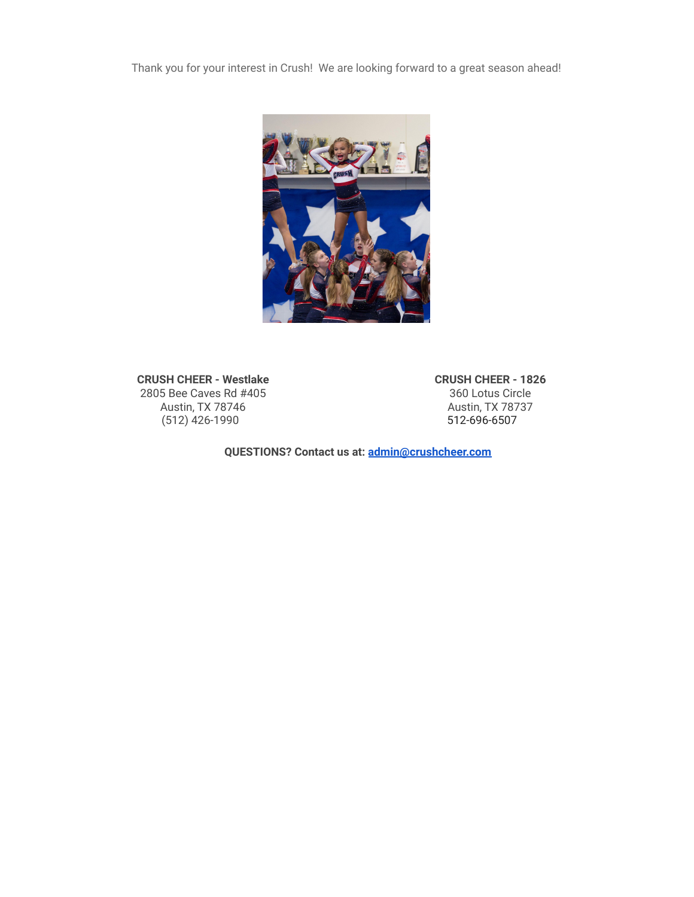Thank you for your interest in Crush! We are looking forward to a great season ahead!

**CRUSH CHEER - Westlake**
2805 Bee Caves Rd #405
Austin, TX 78746
(512) 426-1990

**CRUSH CHEER - 1826**
360 Lotus Circle
Austin, TX 78737
512-696-6507

**QUESTIONS? Contact us at: admin@crushcheer.com**